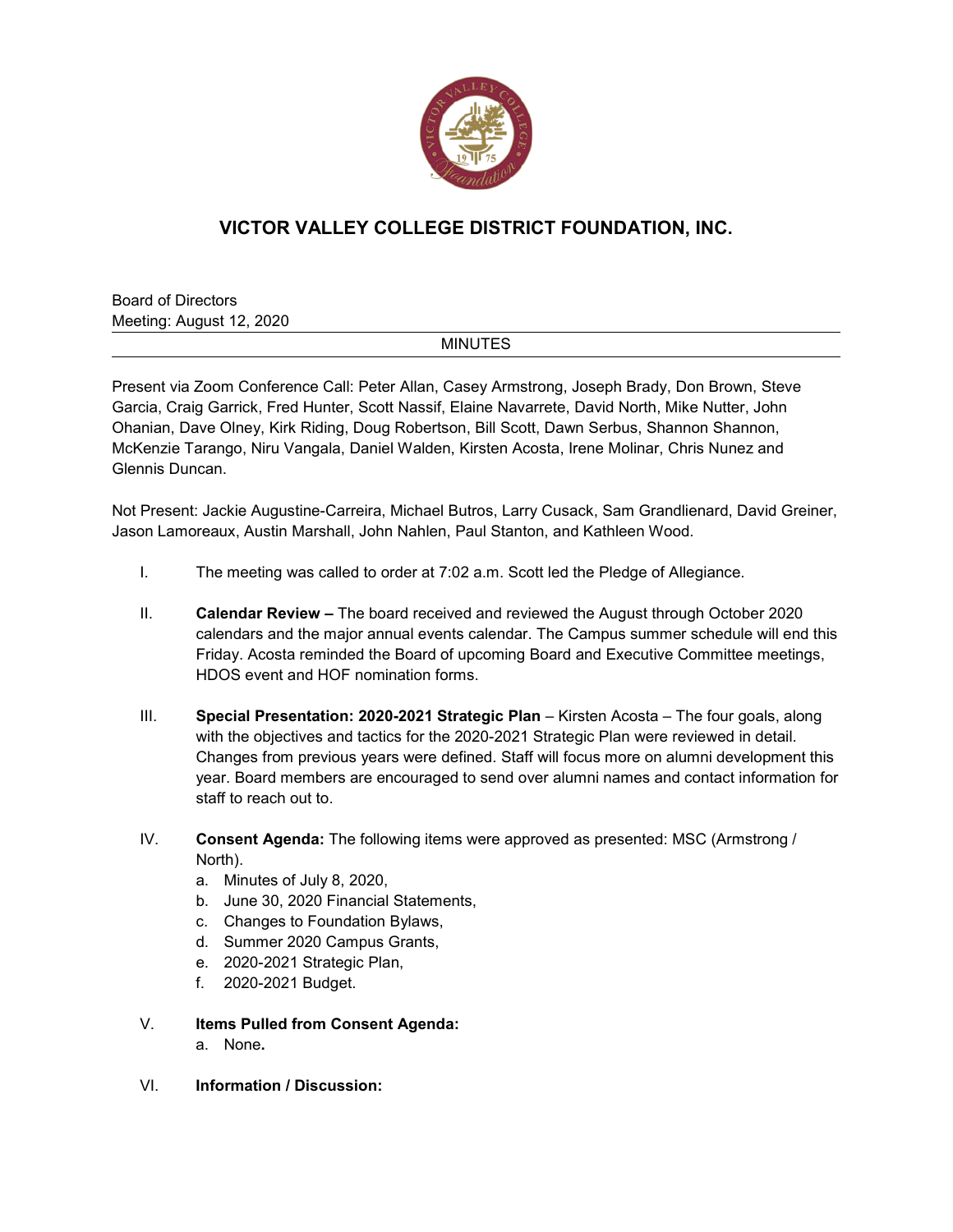# VICTOR VALLEY COLLEGE DISTRICT FOUNDATION, INC.

Board of Directors
Meeting: August 12, 2020

MINUTES

Present via Zoom Conference Call: Peter Allan, Casey Armstrong, Joseph Brady, Don Brown, Steve Garcia, Craig Garrick, Fred Hunter, Scott Nassif, Elaine Navarrete, David North, Mike Nutter, John Ohanian, Dave Olney, Kirk Riding, Doug Robertson, Bill Scott, Dawn Serbus, Shannon Shannon, McKenzie Tarango, Niru Vangala, Daniel Walden, Kirsten Acosta, Irene Molinar, Chris Nunez and Glennis Duncan.

Not Present: Jackie Augustine-Carreira, Michael Butros, Larry Cusack, Sam Grandlienard, David Greiner, Jason Lamoreaux, Austin Marshall, John Nahlen, Paul Stanton, and Kathleen Wood.

I. The meeting was called to order at 7:02 a.m. Scott led the Pledge of Allegiance.

II. **Calendar Review –** The board received and reviewed the August through October 2020 calendars and the major annual events calendar. The Campus summer schedule will end this Friday. Acosta reminded the Board of upcoming Board and Executive Committee meetings, HDOS event and HOF nomination forms.

III. **Special Presentation: 2020-2021 Strategic Plan** – Kirsten Acosta – The four goals, along with the objectives and tactics for the 2020-2021 Strategic Plan were reviewed in detail. Changes from previous years were defined. Staff will focus more on alumni development this year. Board members are encouraged to send over alumni names and contact information for staff to reach out to.

IV. **Consent Agenda:** The following items were approved as presented: MSC (Armstrong / North).
   a. Minutes of July 8, 2020,
   b. June 30, 2020 Financial Statements,
   c. Changes to Foundation Bylaws,
   d. Summer 2020 Campus Grants,
   e. 2020-2021 Strategic Plan,
   f. 2020-2021 Budget.

V. **Items Pulled from Consent Agenda:**
   a. None**.**

VI. **Information / Discussion:**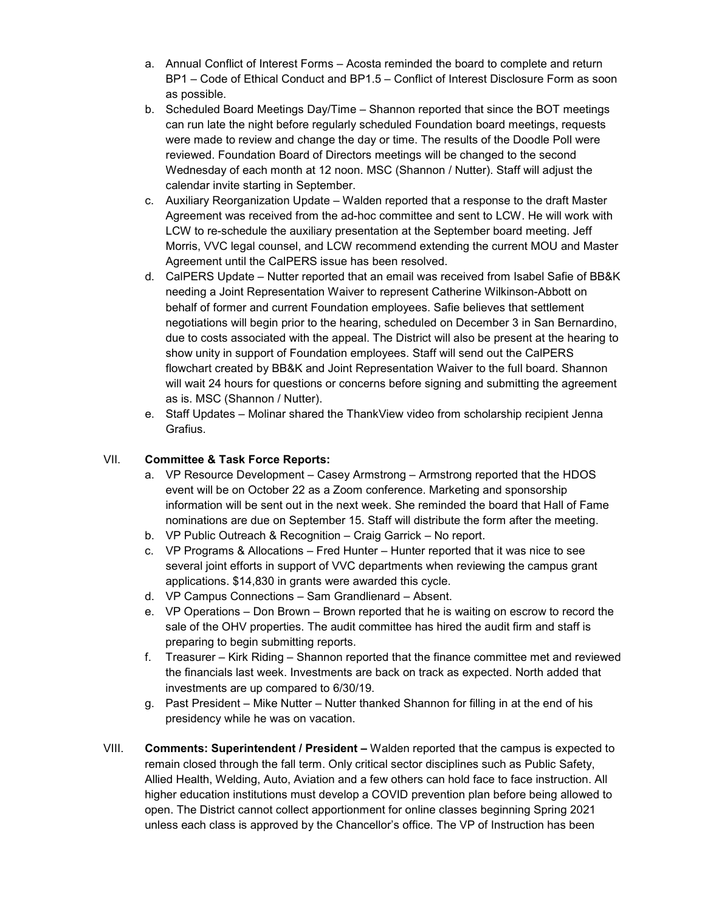a. Annual Conflict of Interest Forms – Acosta reminded the board to complete and return BP1 – Code of Ethical Conduct and BP1.5 – Conflict of Interest Disclosure Form as soon as possible.
b. Scheduled Board Meetings Day/Time – Shannon reported that since the BOT meetings can run late the night before regularly scheduled Foundation board meetings, requests were made to review and change the day or time. The results of the Doodle Poll were reviewed. Foundation Board of Directors meetings will be changed to the second Wednesday of each month at 12 noon. MSC (Shannon / Nutter). Staff will adjust the calendar invite starting in September.
c. Auxiliary Reorganization Update – Walden reported that a response to the draft Master Agreement was received from the ad-hoc committee and sent to LCW. He will work with LCW to re-schedule the auxiliary presentation at the September board meeting. Jeff Morris, VVC legal counsel, and LCW recommend extending the current MOU and Master Agreement until the CalPERS issue has been resolved.
d. CalPERS Update – Nutter reported that an email was received from Isabel Safie of BB&K needing a Joint Representation Waiver to represent Catherine Wilkinson-Abbott on behalf of former and current Foundation employees. Safie believes that settlement negotiations will begin prior to the hearing, scheduled on December 3 in San Bernardino, due to costs associated with the appeal. The District will also be present at the hearing to show unity in support of Foundation employees. Staff will send out the CalPERS flowchart created by BB&K and Joint Representation Waiver to the full board. Shannon will wait 24 hours for questions or concerns before signing and submitting the agreement as is. MSC (Shannon / Nutter).
e. Staff Updates – Molinar shared the ThankView video from scholarship recipient Jenna Grafius.

VII. **Committee & Task Force Reports:**

a. VP Resource Development – Casey Armstrong – Armstrong reported that the HDOS event will be on October 22 as a Zoom conference. Marketing and sponsorship information will be sent out in the next week. She reminded the board that Hall of Fame nominations are due on September 15. Staff will distribute the form after the meeting.
b. VP Public Outreach & Recognition – Craig Garrick – No report.
c. VP Programs & Allocations – Fred Hunter – Hunter reported that it was nice to see several joint efforts in support of VVC departments when reviewing the campus grant applications. $14,830 in grants were awarded this cycle.
d. VP Campus Connections – Sam Grandlienard – Absent.
e. VP Operations – Don Brown – Brown reported that he is waiting on escrow to record the sale of the OHV properties. The audit committee has hired the audit firm and staff is preparing to begin submitting reports.
f. Treasurer – Kirk Riding – Shannon reported that the finance committee met and reviewed the financials last week. Investments are back on track as expected. North added that investments are up compared to 6/30/19.
g. Past President – Mike Nutter – Nutter thanked Shannon for filling in at the end of his presidency while he was on vacation.

VIII. **Comments: Superintendent / President –** Walden reported that the campus is expected to remain closed through the fall term. Only critical sector disciplines such as Public Safety, Allied Health, Welding, Auto, Aviation and a few others can hold face to face instruction. All higher education institutions must develop a COVID prevention plan before being allowed to open. The District cannot collect apportionment for online classes beginning Spring 2021 unless each class is approved by the Chancellor's office. The VP of Instruction has been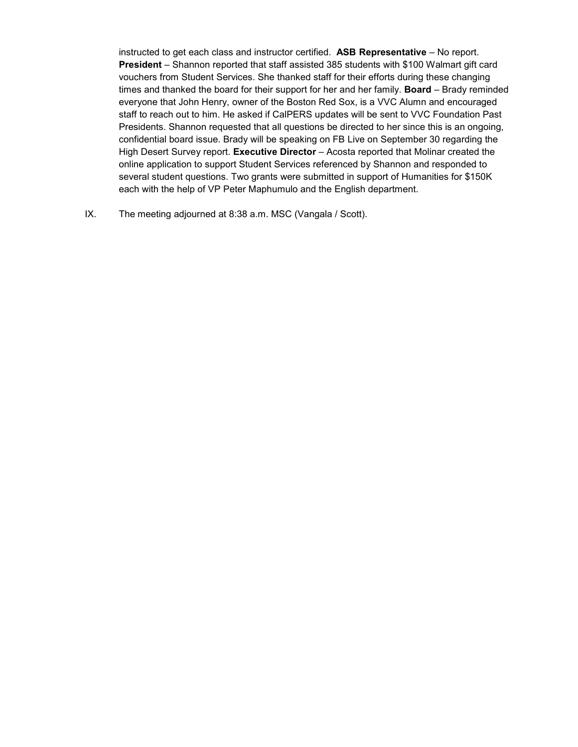instructed to get each class and instructor certified. **ASB Representative** – No report. **President** – Shannon reported that staff assisted 385 students with $100 Walmart gift card vouchers from Student Services. She thanked staff for their efforts during these changing times and thanked the board for their support for her and her family. **Board** – Brady reminded everyone that John Henry, owner of the Boston Red Sox, is a VVC Alumn and encouraged staff to reach out to him. He asked if CalPERS updates will be sent to VVC Foundation Past Presidents. Shannon requested that all questions be directed to her since this is an ongoing, confidential board issue. Brady will be speaking on FB Live on September 30 regarding the High Desert Survey report. **Executive Director** – Acosta reported that Molinar created the online application to support Student Services referenced by Shannon and responded to several student questions. Two grants were submitted in support of Humanities for $150K each with the help of VP Peter Maphumulo and the English department.

IX. The meeting adjourned at 8:38 a.m. MSC (Vangala / Scott).